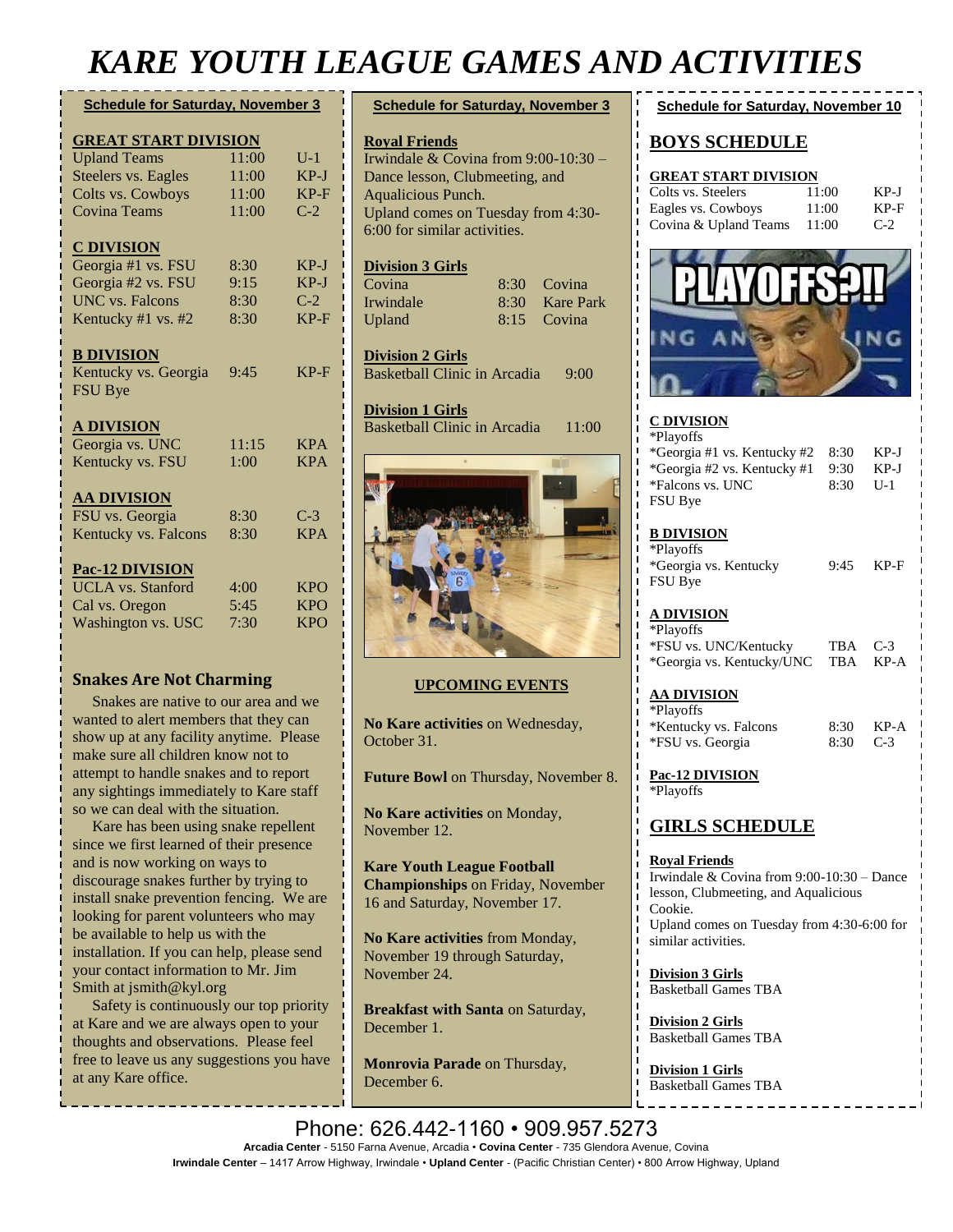# KARE YOUTH LEAGUE GAMES AND ACTIVITIES

## Schedule for Saturday, November 3

**GREAT START DIVISION**

| | | |
|---|---|---|
| Upland Teams | 11:00 | U-1 |
| Steelers vs. Eagles | 11:00 | KP-J |
| Colts vs. Cowboys | 11:00 | KP-F |
| Covina Teams | 11:00 | C-2 |

**C DIVISION**

| | | |
|---|---|---|
| Georgia #1 vs. FSU | 8:30 | KP-J |
| Georgia #2 vs. FSU | 9:15 | KP-J |
| UNC vs. Falcons | 8:30 | C-2 |
| Kentucky #1 vs. #2 | 8:30 | KP-F |

**B DIVISION**

| | | |
|---|---|---|
| Kentucky vs. Georgia | 9:45 | KP-F |
| FSU Bye | | |

**A DIVISION**

| | | |
|---|---|---|
| Georgia vs. UNC | 11:15 | KPA |
| Kentucky vs. FSU | 1:00 | KPA |

**AA DIVISION**

| | | |
|---|---|---|
| FSU vs. Georgia | 8:30 | C-3 |
| Kentucky vs. Falcons | 8:30 | KPA |

**Pac-12 DIVISION**

| | | |
|---|---|---|
| UCLA vs. Stanford | 4:00 | KPO |
| Cal vs. Oregon | 5:45 | KPO |
| Washington vs. USC | 7:30 | KPO |

### Snakes Are Not Charming

Snakes are native to our area and we wanted to alert members that they can show up at any facility anytime. Please make sure all children know not to attempt to handle snakes and to report any sightings immediately to Kare staff so we can deal with the situation.

Kare has been using snake repellent since we first learned of their presence and is now working on ways to discourage snakes further by trying to install snake prevention fencing. We are looking for parent volunteers who may be available to help us with the installation. If you can help, please send your contact information to Mr. Jim Smith at jsmith@kyl.org

Safety is continuously our top priority at Kare and we are always open to your thoughts and observations. Please feel free to leave us any suggestions you have at any Kare office.

## Schedule for Saturday, November 3

**Royal Friends**

Irwindale & Covina from 9:00-10:30 – Dance lesson, Clubmeeting, and Aqualicious Punch.
Upland comes on Tuesday from 4:30-6:00 for similar activities.

**Division 3 Girls**

| | | |
|---|---|---|
| Covina | 8:30 | Covina |
| Irwindale | 8:30 | Kare Park |
| Upland | 8:15 | Covina |

**Division 2 Girls**

Basketball Clinic in Arcadia 9:00

**Division 1 Girls**

Basketball Clinic in Arcadia 11:00

### UPCOMING EVENTS

**No Kare activities** on Wednesday, October 31.

**Future Bowl** on Thursday, November 8.

**No Kare activities** on Monday, November 12.

**Kare Youth League Football Championships** on Friday, November 16 and Saturday, November 17.

**No Kare activities** from Monday, November 19 through Saturday, November 24.

**Breakfast with Santa** on Saturday, December 1.

**Monrovia Parade** on Thursday, December 6.

## Schedule for Saturday, November 10

### BOYS SCHEDULE

**GREAT START DIVISION**

| | | |
|---|---|---|
| Colts vs. Steelers | 11:00 | KP-J |
| Eagles vs. Cowboys | 11:00 | KP-F |
| Covina & Upland Teams | 11:00 | C-2 |

**C DIVISION**

*Playoffs

| | | |
|---|---|---|
| *Georgia #1 vs. Kentucky #2 | 8:30 | KP-J |
| *Georgia #2 vs. Kentucky #1 | 9:30 | KP-J |
| *Falcons vs. UNC | 8:30 | U-1 |
| FSU Bye | | |

**B DIVISION**

*Playoffs

| | | |
|---|---|---|
| *Georgia vs. Kentucky | 9:45 | KP-F |
| FSU Bye | | |

**A DIVISION**

*Playoffs

| | | |
|---|---|---|
| *FSU vs. UNC/Kentucky | TBA | C-3 |
| *Georgia vs. Kentucky/UNC | TBA | KP-A |

**AA DIVISION**

*Playoffs

| | | |
|---|---|---|
| *Kentucky vs. Falcons | 8:30 | KP-A |
| *FSU vs. Georgia | 8:30 | C-3 |

**Pac-12 DIVISION**

*Playoffs

### GIRLS SCHEDULE

**Royal Friends**

Irwindale & Covina from 9:00-10:30 – Dance lesson, Clubmeeting, and Aqualicious Cookie.
Upland comes on Tuesday from 4:30-6:00 for similar activities.

**Division 3 Girls**

Basketball Games TBA

**Division 2 Girls**

Basketball Games TBA

**Division 1 Girls**

Basketball Games TBA

Phone: 626.442-1160 • 909.957.5273

**Arcadia Center** - 5150 Farna Avenue, Arcadia • **Covina Center** - 735 Glendora Avenue, Covina
**Irwindale Center** – 1417 Arrow Highway, Irwindale • **Upland Center** - (Pacific Christian Center) • 800 Arrow Highway, Upland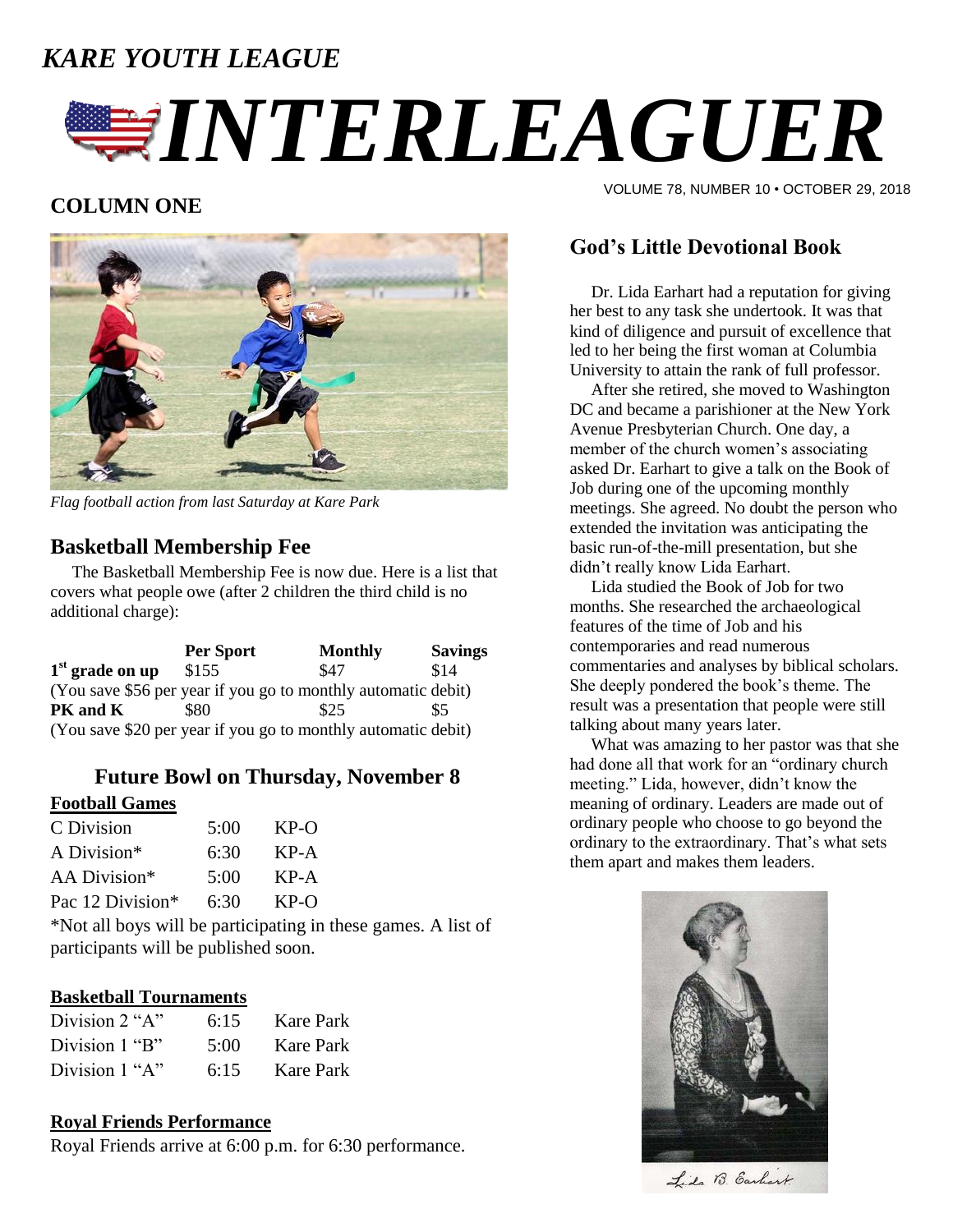*KARE YOUTH LEAGUE*

# *INTERLEAGUER*

VOLUME 78, NUMBER 10 • OCTOBER 29, 2018

## COLUMN ONE

*Flag football action from last Saturday at Kare Park*

### Basketball Membership Fee

The Basketball Membership Fee is now due. Here is a list that covers what people owe (after 2 children the third child is no additional charge):

| | Per Sport | Monthly | Savings |
|---|---|---|---|
| **1st grade on up** | $155 | $47 | $14 |
| (You save $56 per year if you go to monthly automatic debit) | | | |
| **PK and K** | $80 | $25 | $5 |
| (You save $20 per year if you go to monthly automatic debit) | | | |

### Future Bowl on Thursday, November 8

**Football Games**

| | | |
|---|---|---|
| C Division | 5:00 | KP-O |
| A Division* | 6:30 | KP-A |
| AA Division* | 5:00 | KP-A |
| Pac 12 Division* | 6:30 | KP-O |

*Not all boys will be participating in these games. A list of participants will be published soon.

**Basketball Tournaments**

| | | |
|---|---|---|
| Division 2 "A" | 6:15 | Kare Park |
| Division 1 "B" | 5:00 | Kare Park |
| Division 1 "A" | 6:15 | Kare Park |

**Royal Friends Performance**

Royal Friends arrive at 6:00 p.m. for 6:30 performance.

### God's Little Devotional Book

Dr. Lida Earhart had a reputation for giving her best to any task she undertook. It was that kind of diligence and pursuit of excellence that led to her being the first woman at Columbia University to attain the rank of full professor.

After she retired, she moved to Washington DC and became a parishioner at the New York Avenue Presbyterian Church. One day, a member of the church women's associating asked Dr. Earhart to give a talk on the Book of Job during one of the upcoming monthly meetings. She agreed. No doubt the person who extended the invitation was anticipating the basic run-of-the-mill presentation, but she didn't really know Lida Earhart.

Lida studied the Book of Job for two months. She researched the archaeological features of the time of Job and his contemporaries and read numerous commentaries and analyses by biblical scholars. She deeply pondered the book's theme. The result was a presentation that people were still talking about many years later.

What was amazing to her pastor was that she had done all that work for an "ordinary church meeting." Lida, however, didn't know the meaning of ordinary. Leaders are made out of ordinary people who choose to go beyond the ordinary to the extraordinary. That's what sets them apart and makes them leaders.

Lida B. Earhart